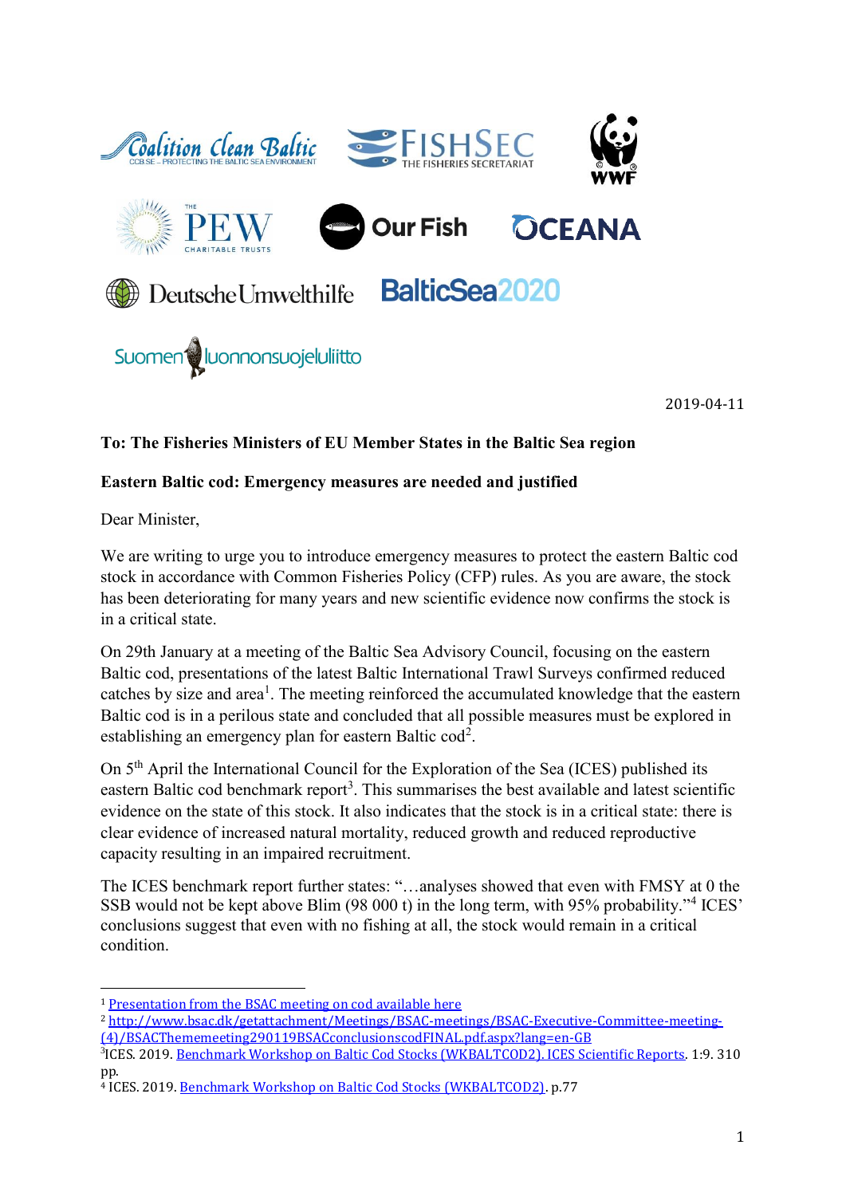Coalition Clean Baltic — CCB.SE – PROTECTING THE BALTIC SEA ENVIRONMENT

FISHSEC — THE FISHERIES SECRETARIAT

WWF

THE PEW CHARITABLE TRUSTS

Our Fish

OCEANA

DeutscheUmwelthilfe

BalticSea2020

Suomen luonnonsuojeluliitto

2019-04-11

**To: The Fisheries Ministers of EU Member States in the Baltic Sea region**

**Eastern Baltic cod: Emergency measures are needed and justified**

Dear Minister,

We are writing to urge you to introduce emergency measures to protect the eastern Baltic cod stock in accordance with Common Fisheries Policy (CFP) rules. As you are aware, the stock has been deteriorating for many years and new scientific evidence now confirms the stock is in a critical state.

On 29th January at a meeting of the Baltic Sea Advisory Council, focusing on the eastern Baltic cod, presentations of the latest Baltic International Trawl Surveys confirmed reduced catches by size and area[1]. The meeting reinforced the accumulated knowledge that the eastern Baltic cod is in a perilous state and concluded that all possible measures must be explored in establishing an emergency plan for eastern Baltic cod[2].

On 5th April the International Council for the Exploration of the Sea (ICES) published its eastern Baltic cod benchmark report[3]. This summarises the best available and latest scientific evidence on the state of this stock. It also indicates that the stock is in a critical state: there is clear evidence of increased natural mortality, reduced growth and reduced reproductive capacity resulting in an impaired recruitment.

The ICES benchmark report further states: "…analyses showed that even with FMSY at 0 the SSB would not be kept above Blim (98 000 t) in the long term, with 95% probability."[4] ICES' conclusions suggest that even with no fishing at all, the stock would remain in a critical condition.

---

[1] Presentation from the BSAC meeting on cod available here

[2] http://www.bsac.dk/getattachment/Meetings/BSAC-meetings/BSAC-Executive-Committee-meeting-(4)/BSACThememeeting290119BSACconclusionscodFINAL.pdf.aspx?lang=en-GB

[3] ICES. 2019. Benchmark Workshop on Baltic Cod Stocks (WKBALTCOD2). ICES Scientific Reports. 1:9. 310 pp.

[4] ICES. 2019. Benchmark Workshop on Baltic Cod Stocks (WKBALTCOD2). p.77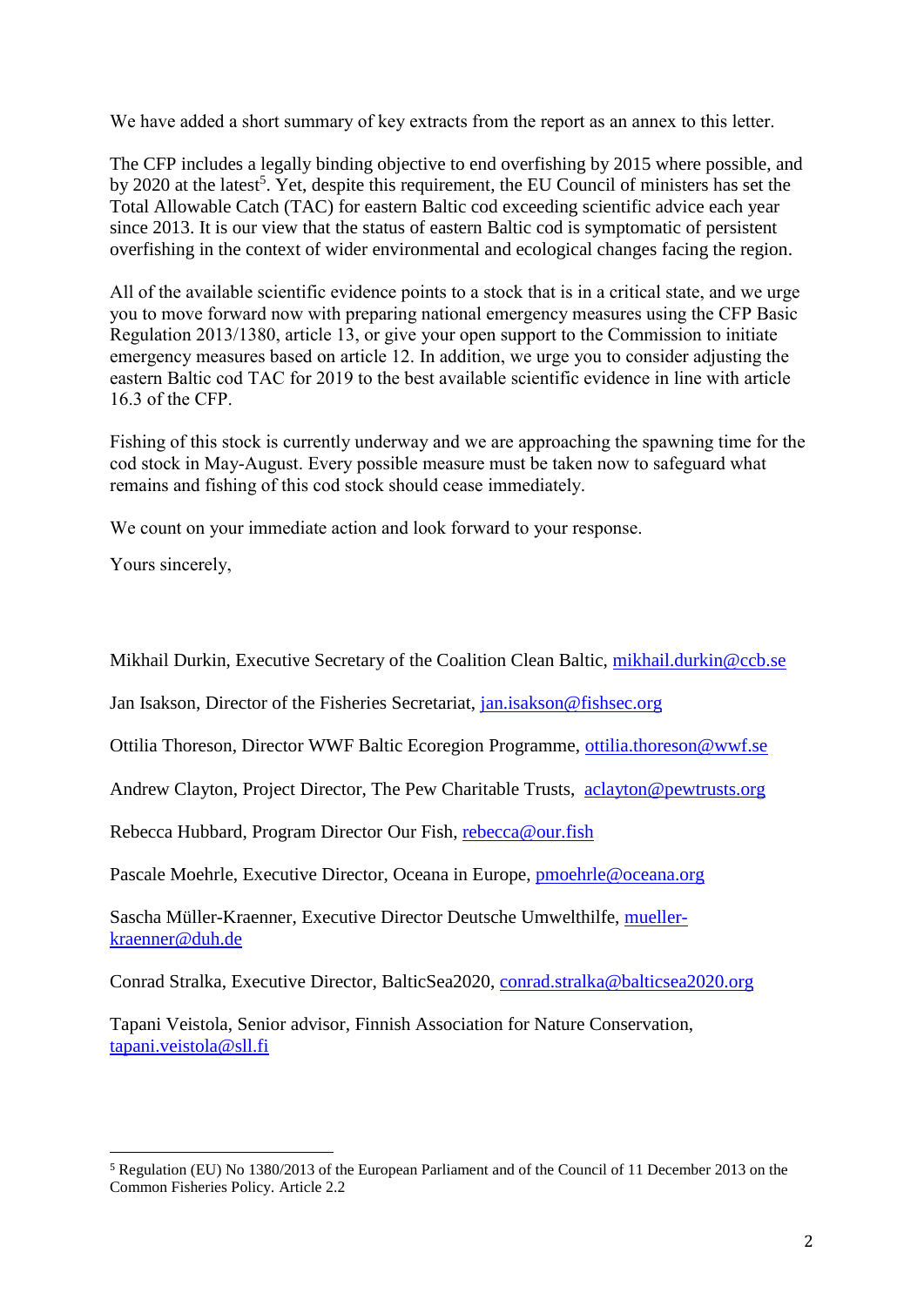We have added a short summary of key extracts from the report as an annex to this letter.

The CFP includes a legally binding objective to end overfishing by 2015 where possible, and by 2020 at the latest[5]. Yet, despite this requirement, the EU Council of ministers has set the Total Allowable Catch (TAC) for eastern Baltic cod exceeding scientific advice each year since 2013. It is our view that the status of eastern Baltic cod is symptomatic of persistent overfishing in the context of wider environmental and ecological changes facing the region.

All of the available scientific evidence points to a stock that is in a critical state, and we urge you to move forward now with preparing national emergency measures using the CFP Basic Regulation 2013/1380, article 13, or give your open support to the Commission to initiate emergency measures based on article 12. In addition, we urge you to consider adjusting the eastern Baltic cod TAC for 2019 to the best available scientific evidence in line with article 16.3 of the CFP.

Fishing of this stock is currently underway and we are approaching the spawning time for the cod stock in May-August. Every possible measure must be taken now to safeguard what remains and fishing of this cod stock should cease immediately.

We count on your immediate action and look forward to your response.

Yours sincerely,

Mikhail Durkin, Executive Secretary of the Coalition Clean Baltic, mikhail.durkin@ccb.se

Jan Isakson, Director of the Fisheries Secretariat, jan.isakson@fishsec.org

Ottilia Thoreson, Director WWF Baltic Ecoregion Programme, ottilia.thoreson@wwf.se

Andrew Clayton, Project Director, The Pew Charitable Trusts, aclayton@pewtrusts.org

Rebecca Hubbard, Program Director Our Fish, rebecca@our.fish

Pascale Moehrle, Executive Director, Oceana in Europe, pmoehrle@oceana.org

Sascha Müller-Kraenner, Executive Director Deutsche Umwelthilfe, mueller-kraenner@duh.de

Conrad Stralka, Executive Director, BalticSea2020, conrad.stralka@balticsea2020.org

Tapani Veistola, Senior advisor, Finnish Association for Nature Conservation, tapani.veistola@sll.fi

---

[5] Regulation (EU) No 1380/2013 of the European Parliament and of the Council of 11 December 2013 on the Common Fisheries Policy. Article 2.2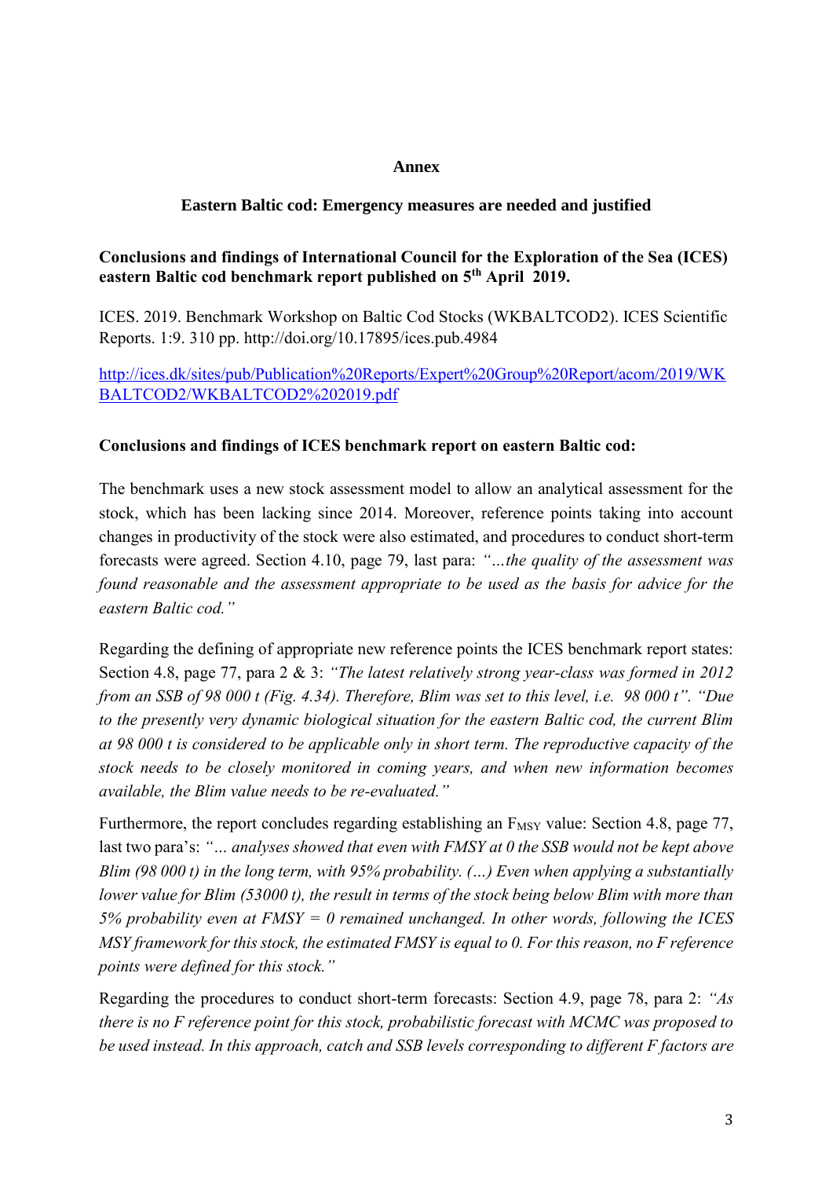**Annex**

**Eastern Baltic cod: Emergency measures are needed and justified**

**Conclusions and findings of International Council for the Exploration of the Sea (ICES) eastern Baltic cod benchmark report published on 5th April 2019.**

ICES. 2019. Benchmark Workshop on Baltic Cod Stocks (WKBALTCOD2). ICES Scientific Reports. 1:9. 310 pp. http://doi.org/10.17895/ices.pub.4984

[http://ices.dk/sites/pub/Publication%20Reports/Expert%20Group%20Report/acom/2019/WKBALTCOD2/WKBALTCOD2%202019.pdf](http://ices.dk/sites/pub/Publication%20Reports/Expert%20Group%20Report/acom/2019/WKBALTCOD2/WKBALTCOD2%202019.pdf)

**Conclusions and findings of ICES benchmark report on eastern Baltic cod:**

The benchmark uses a new stock assessment model to allow an analytical assessment for the stock, which has been lacking since 2014. Moreover, reference points taking into account changes in productivity of the stock were also estimated, and procedures to conduct short-term forecasts were agreed. Section 4.10, page 79, last para: *"…the quality of the assessment was found reasonable and the assessment appropriate to be used as the basis for advice for the eastern Baltic cod."*

Regarding the defining of appropriate new reference points the ICES benchmark report states: Section 4.8, page 77, para 2 & 3: *"The latest relatively strong year-class was formed in 2012 from an SSB of 98 000 t (Fig. 4.34). Therefore, Blim was set to this level, i.e. 98 000 t". "Due to the presently very dynamic biological situation for the eastern Baltic cod, the current Blim at 98 000 t is considered to be applicable only in short term. The reproductive capacity of the stock needs to be closely monitored in coming years, and when new information becomes available, the Blim value needs to be re-evaluated."*

Furthermore, the report concludes regarding establishing an $F_{MSY}$ value: Section 4.8, page 77, last two para's: *"… analyses showed that even with FMSY at 0 the SSB would not be kept above Blim (98 000 t) in the long term, with 95% probability. (…) Even when applying a substantially lower value for Blim (53000 t), the result in terms of the stock being below Blim with more than 5% probability even at FMSY = 0 remained unchanged. In other words, following the ICES MSY framework for this stock, the estimated FMSY is equal to 0. For this reason, no F reference points were defined for this stock."*

Regarding the procedures to conduct short-term forecasts: Section 4.9, page 78, para 2: *"As there is no F reference point for this stock, probabilistic forecast with MCMC was proposed to be used instead. In this approach, catch and SSB levels corresponding to different F factors are*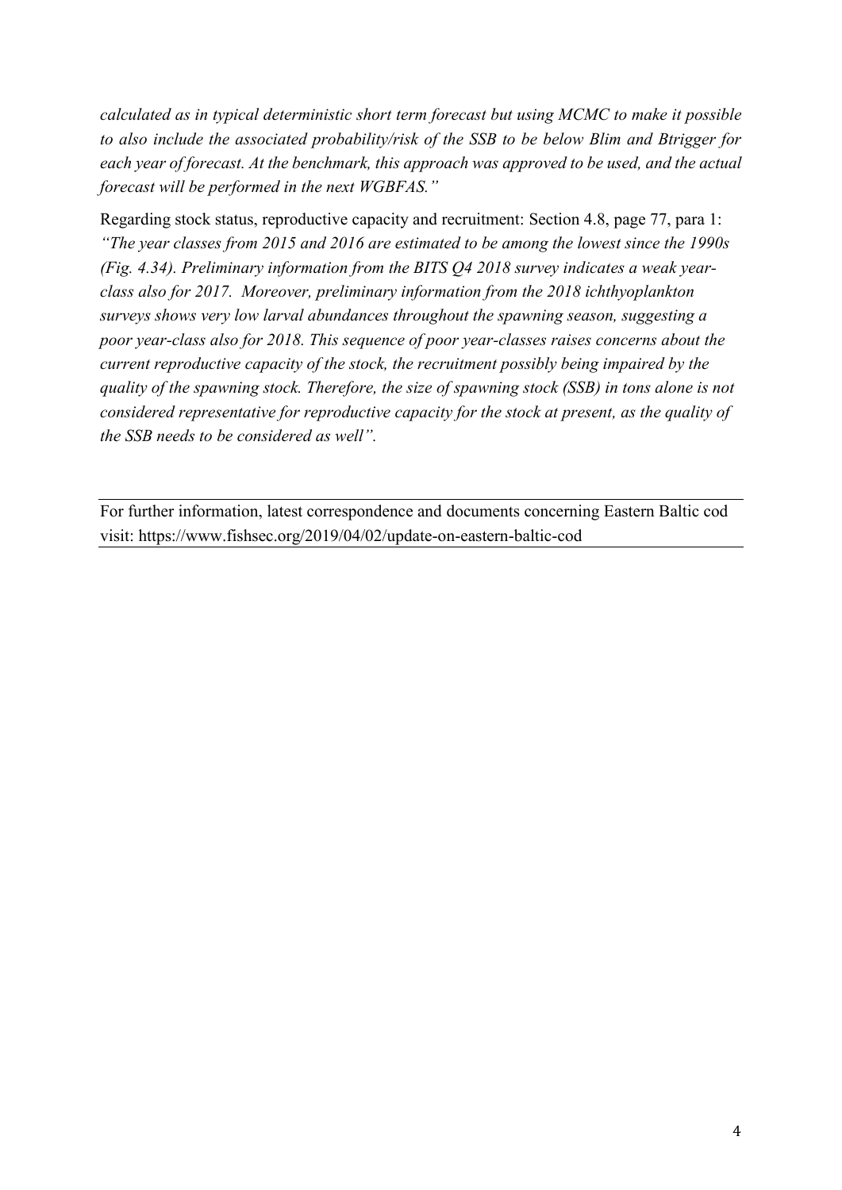*calculated as in typical deterministic short term forecast but using MCMC to make it possible to also include the associated probability/risk of the SSB to be below Blim and Btrigger for each year of forecast. At the benchmark, this approach was approved to be used, and the actual forecast will be performed in the next WGBFAS."*

Regarding stock status, reproductive capacity and recruitment: Section 4.8, page 77, para 1: *"The year classes from 2015 and 2016 are estimated to be among the lowest since the 1990s (Fig. 4.34). Preliminary information from the BITS Q4 2018 survey indicates a weak year-class also for 2017. Moreover, preliminary information from the 2018 ichthyoplankton surveys shows very low larval abundances throughout the spawning season, suggesting a poor year-class also for 2018. This sequence of poor year-classes raises concerns about the current reproductive capacity of the stock, the recruitment possibly being impaired by the quality of the spawning stock. Therefore, the size of spawning stock (SSB) in tons alone is not considered representative for reproductive capacity for the stock at present, as the quality of the SSB needs to be considered as well".*

---

For further information, latest correspondence and documents concerning Eastern Baltic cod visit: https://www.fishsec.org/2019/04/02/update-on-eastern-baltic-cod

---